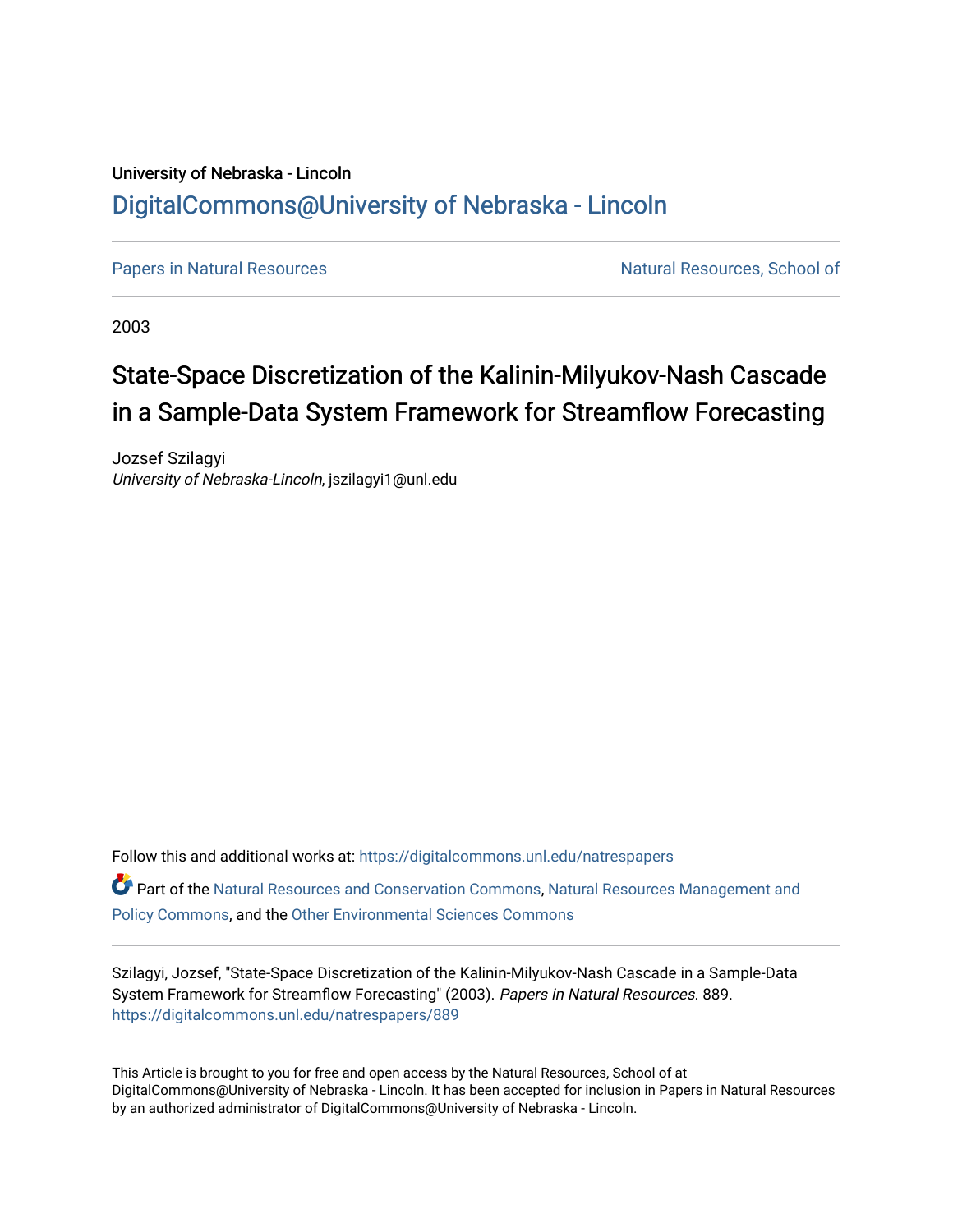University of Nebraska - Lincoln

## DigitalCommons@University of Nebraska - Lincoln

Papers in Natural Resources | Natural Resources, School of

2003

# State-Space Discretization of the Kalinin-Milyukov-Nash Cascade in a Sample-Data System Framework for Streamflow Forecasting

Jozsef Szilagyi
*University of Nebraska-Lincoln*, jszilagyi1@unl.edu

Follow this and additional works at: https://digitalcommons.unl.edu/natrespapers

Part of the Natural Resources and Conservation Commons, Natural Resources Management and Policy Commons, and the Other Environmental Sciences Commons

Szilagyi, Jozsef, "State-Space Discretization of the Kalinin-Milyukov-Nash Cascade in a Sample-Data System Framework for Streamflow Forecasting" (2003). *Papers in Natural Resources*. 889.
https://digitalcommons.unl.edu/natrespapers/889

This Article is brought to you for free and open access by the Natural Resources, School of at DigitalCommons@University of Nebraska - Lincoln. It has been accepted for inclusion in Papers in Natural Resources by an authorized administrator of DigitalCommons@University of Nebraska - Lincoln.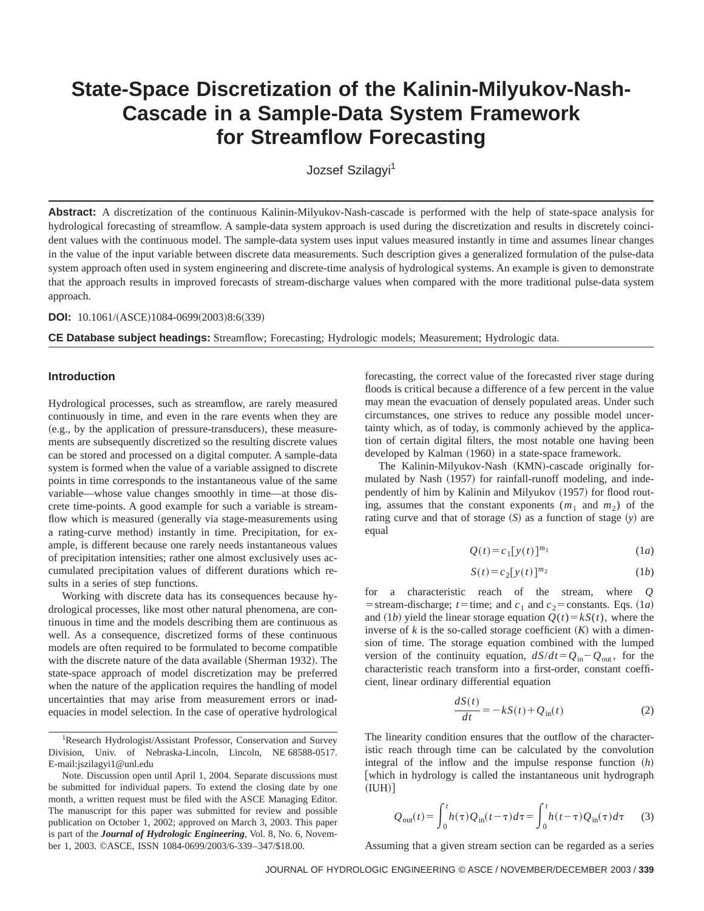# State-Space Discretization of the Kalinin-Milyukov-Nash-Cascade in a Sample-Data System Framework for Streamflow Forecasting

Jozsef Szilagyi[1]

**Abstract:** A discretization of the continuous Kalinin-Milyukov-Nash-cascade is performed with the help of state-space analysis for hydrological forecasting of streamflow. A sample-data system approach is used during the discretization and results in discretely coincident values with the continuous model. The sample-data system uses input values measured instantly in time and assumes linear changes in the value of the input variable between discrete data measurements. Such description gives a generalized formulation of the pulse-data system approach often used in system engineering and discrete-time analysis of hydrological systems. An example is given to demonstrate that the approach results in improved forecasts of stream-discharge values when compared with the more traditional pulse-data system approach.

**DOI:** 10.1061/(ASCE)1084-0699(2003)8:6(339)

**CE Database subject headings:** Streamflow; Forecasting; Hydrologic models; Measurement; Hydrologic data.

## Introduction

Hydrological processes, such as streamflow, are rarely measured continuously in time, and even in the rare events when they are (e.g., by the application of pressure-transducers), these measurements are subsequently discretized so the resulting discrete values can be stored and processed on a digital computer. A sample-data system is formed when the value of a variable assigned to discrete points in time corresponds to the instantaneous value of the same variable—whose value changes smoothly in time—at those discrete time-points. A good example for such a variable is streamflow which is measured (generally via stage-measurements using a rating-curve method) instantly in time. Precipitation, for example, is different because one rarely needs instantaneous values of precipitation intensities; rather one almost exclusively uses accumulated precipitation values of different durations which results in a series of step functions.

Working with discrete data has its consequences because hydrological processes, like most other natural phenomena, are continuous in time and the models describing them are continuous as well. As a consequence, discretized forms of these continuous models are often required to be formulated to become compatible with the discrete nature of the data available (Sherman 1932). The state-space approach of model discretization may be preferred when the nature of the application requires the handling of model uncertainties that may arise from measurement errors or inadequacies in model selection. In the case of operative hydrological forecasting, the correct value of the forecasted river stage during floods is critical because a difference of a few percent in the value may mean the evacuation of densely populated areas. Under such circumstances, one strives to reduce any possible model uncertainty which, as of today, is commonly achieved by the application of certain digital filters, the most notable one having been developed by Kalman (1960) in a state-space framework.

The Kalinin-Milyukov-Nash (KMN)-cascade originally formulated by Nash (1957) for rainfall-runoff modeling, and independently of him by Kalinin and Milyukov (1957) for flood routing, assumes that the constant exponents ($m_1$ and $m_2$) of the rating curve and that of storage ($S$) as a function of stage ($y$) are equal

$$Q(t)=c_1[y(t)]^{m_1} \tag{1a}$$

$$S(t)=c_2[y(t)]^{m_2} \tag{1b}$$

for a characteristic reach of the stream, where $Q$ = stream-discharge; $t$ = time; and $c_1$ and $c_2$ = constants. Eqs. (1*a*) and (1*b*) yield the linear storage equation $Q(t)=kS(t)$, where the inverse of $k$ is the so-called storage coefficient ($K$) with a dimension of time. The storage equation combined with the lumped version of the continuity equation, $dS/dt=Q_{in}-Q_{out}$, for the characteristic reach transform into a first-order, constant coefficient, linear ordinary differential equation

$$\frac{dS(t)}{dt}=-kS(t)+Q_{in}(t) \tag{2}$$

The linearity condition ensures that the outflow of the characteristic reach through time can be calculated by the convolution integral of the inflow and the impulse response function ($h$) [which in hydrology is called the instantaneous unit hydrograph (IUH)]

$$Q_{out}(t)=\int_0^t h(\tau)Q_{in}(t-\tau)d\tau=\int_0^t h(t-\tau)Q_{in}(\tau)d\tau \tag{3}$$

Assuming that a given stream section can be regarded as a series

[1]Research Hydrologist/Assistant Professor, Conservation and Survey Division, Univ. of Nebraska-Lincoln, Lincoln, NE 68588-0517. E-mail:jszilagyi1@unl.edu

Note. Discussion open until April 1, 2004. Separate discussions must be submitted for individual papers. To extend the closing date by one month, a written request must be filed with the ASCE Managing Editor. The manuscript for this paper was submitted for review and possible publication on October 1, 2002; approved on March 3, 2003. This paper is part of the ***Journal of Hydrologic Engineering***, Vol. 8, No. 6, November 1, 2003. ©ASCE, ISSN 1084-0699/2003/6-339–347/$18.00.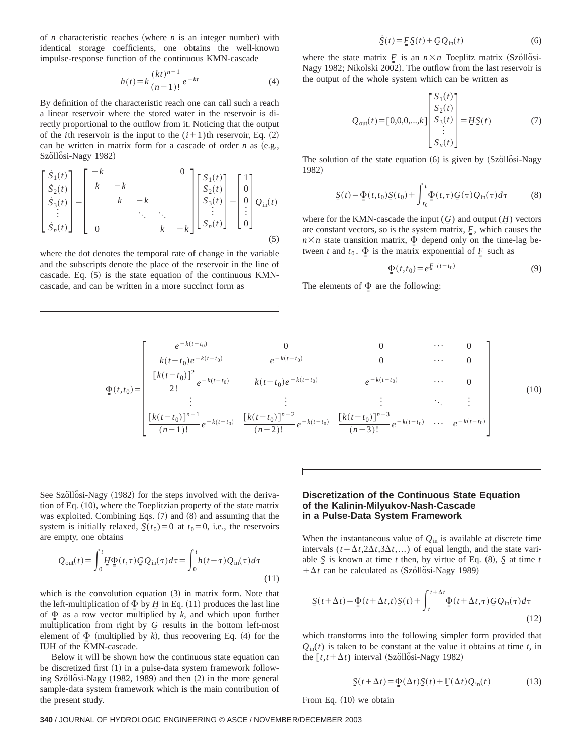of $n$ characteristic reaches (where $n$ is an integer number) with identical storage coefficients, one obtains the well-known impulse-response function of the continuous KMN-cascade

$$h(t)=k\frac{(kt)^{n-1}}{(n-1)!}e^{-kt} \tag{4}$$

By definition of the characteristic reach one can call such a reach a linear reservoir where the stored water in the reservoir is directly proportional to the outflow from it. Noticing that the output of the $i$th reservoir is the input to the $(i+1)$th reservoir, Eq. (2) can be written in matrix form for a cascade of order $n$ as (e.g., Szöllősi-Nagy 1982)

$$\begin{bmatrix}\dot{S}_1(t)\\ \dot{S}_2(t)\\ \dot{S}_3(t)\\ \vdots\\ \dot{S}_n(t)\end{bmatrix}=\begin{bmatrix}-k & & & & 0\\ k & -k & & & \\ & k & -k & & \\ & & \ddots & \ddots & \\ 0 & & & k & -k\end{bmatrix}\begin{bmatrix}S_1(t)\\ S_2(t)\\ S_3(t)\\ \vdots\\ S_n(t)\end{bmatrix}+\begin{bmatrix}1\\0\\0\\ \vdots\\0\end{bmatrix}Q_{\text{in}}(t) \tag{5}$$

where the dot denotes the temporal rate of change in the variable and the subscripts denote the place of the reservoir in the line of cascade. Eq. (5) is the state equation of the continuous KMN-cascade, and can be written in a more succinct form as

$$\dot{\underline{S}}(t)=\underline{\underline{F}}\,\underline{S}(t)+\underline{G}Q_{\text{in}}(t) \tag{6}$$

where the state matrix $\underline{\underline{F}}$ is an $n\times n$ Toeplitz matrix (Szöllősi-Nagy 1982; Nikolski 2002). The outflow from the last reservoir is the output of the whole system which can be written as

$$Q_{\text{out}}(t)=[0,0,0,\ldots,k]\begin{bmatrix}S_1(t)\\ S_2(t)\\ S_3(t)\\ \vdots\\ S_n(t)\end{bmatrix}=\underline{H}\,\underline{S}(t) \tag{7}$$

The solution of the state equation (6) is given by (Szöllősi-Nagy 1982)

$$\underline{S}(t)=\underline{\underline{\Phi}}(t,t_0)\underline{S}(t_0)+\int_{t_0}^{t}\underline{\underline{\Phi}}(t,\tau)\underline{G}(\tau)Q_{\text{in}}(\tau)d\tau \tag{8}$$

where for the KMN-cascade the input ($\underline{G}$) and output ($\underline{H}$) vectors are constant vectors, so is the system matrix, $\underline{\underline{F}}$, which causes the $n\times n$ state transition matrix, $\underline{\underline{\Phi}}$ depend only on the time-lag between $t$ and $t_0$. $\underline{\underline{\Phi}}$ is the matrix exponential of $\underline{\underline{F}}$ such as

$$\underline{\underline{\Phi}}(t,t_0)=e^{\underline{\underline{F}}\cdot(t-t_0)} \tag{9}$$

The elements of $\underline{\underline{\Phi}}$ are the following:

$$\underline{\underline{\Phi}}(t,t_0)=\begin{bmatrix}e^{-k(t-t_0)} & 0 & 0 & \cdots & 0\\ k(t-t_0)e^{-k(t-t_0)} & e^{-k(t-t_0)} & 0 & \cdots & 0\\ \dfrac{[k(t-t_0)]^2}{2!}e^{-k(t-t_0)} & k(t-t_0)e^{-k(t-t_0)} & e^{-k(t-t_0)} & \cdots & 0\\ \vdots & \vdots & \vdots & \ddots & \vdots\\ \dfrac{[k(t-t_0)]^{n-1}}{(n-1)!}e^{-k(t-t_0)} & \dfrac{[k(t-t_0)]^{n-2}}{(n-2)!}e^{-k(t-t_0)} & \dfrac{[k(t-t_0)]^{n-3}}{(n-3)!}e^{-k(t-t_0)} & \cdots & e^{-k(t-t_0)}\end{bmatrix} \tag{10}$$

See Szöllősi-Nagy (1982) for the steps involved with the derivation of Eq. (10), where the Toeplitzian property of the state matrix was exploited. Combining Eqs. (7) and (8) and assuming that the system is initially relaxed, $\underline{S}(t_0)=0$ at $t_0=0$, i.e., the reservoirs are empty, one obtains

$$Q_{\text{out}}(t)=\int_0^t\underline{H}\,\underline{\underline{\Phi}}(t,\tau)\underline{G}Q_{\text{in}}(\tau)d\tau=\int_0^t h(t-\tau)Q_{\text{in}}(\tau)d\tau \tag{11}$$

which is the convolution equation (3) in matrix form. Note that the left-multiplication of $\underline{\underline{\Phi}}$ by $\underline{H}$ in Eq. (11) produces the last line of $\underline{\underline{\Phi}}$ as a row vector multiplied by $k$, and which upon further multiplication from right by $\underline{G}$ results in the bottom left-most element of $\underline{\underline{\Phi}}$ (multiplied by $k$), thus recovering Eq. (4) for the IUH of the KMN-cascade.

Below it will be shown how the continuous state equation can be discretized first (1) in a pulse-data system framework following Szöllősi-Nagy (1982, 1989) and then (2) in the more general sample-data system framework which is the main contribution of the present study.

## Discretization of the Continuous State Equation of the Kalinin-Milyukov-Nash-Cascade in a Pulse-Data System Framework

When the instantaneous value of $Q_{\text{in}}$ is available at discrete time intervals ($t=\Delta t,2\Delta t,3\Delta t,\ldots$) of equal length, and the state variable $\underline{S}$ is known at time $t$ then, by virtue of Eq. (8), $\underline{S}$ at time $t+\Delta t$ can be calculated as (Szöllősi-Nagy 1989)

$$\underline{S}(t+\Delta t)=\underline{\underline{\Phi}}(t+\Delta t,t)\underline{S}(t)+\int_t^{t+\Delta t}\underline{\underline{\Phi}}(t+\Delta t,\tau)\underline{G}Q_{\text{in}}(\tau)d\tau \tag{12}$$

which transforms into the following simpler form provided that $Q_{\text{in}}(t)$ is taken to be constant at the value it obtains at time $t$, in the $[t,t+\Delta t)$ interval (Szöllősi-Nagy 1982)

$$\underline{S}(t+\Delta t)=\underline{\underline{\Phi}}(\Delta t)\underline{S}(t)+\underline{\Gamma}(\Delta t)Q_{\text{in}}(t) \tag{13}$$

From Eq. (10) we obtain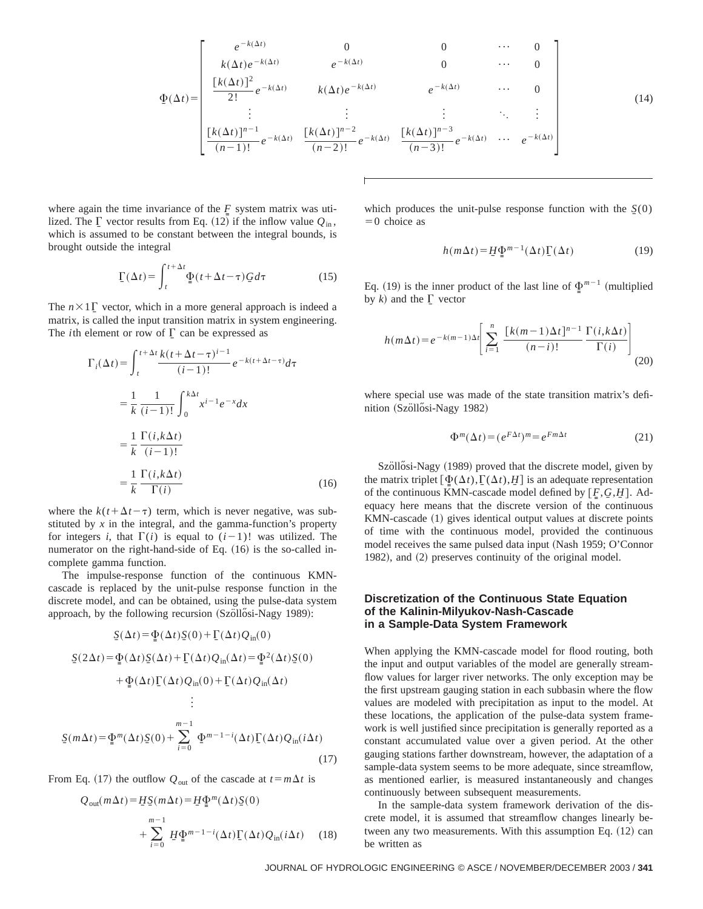$$\underline{\underline{\Phi}}(\Delta t)=\begin{bmatrix} e^{-k(\Delta t)} & 0 & 0 & \cdots & 0 \\ k(\Delta t)e^{-k(\Delta t)} & e^{-k(\Delta t)} & 0 & \cdots & 0 \\ \frac{[k(\Delta t)]^2}{2!}e^{-k(\Delta t)} & k(\Delta t)e^{-k(\Delta t)} & e^{-k(\Delta t)} & \cdots & 0 \\ \vdots & \vdots & \vdots & \ddots & \vdots \\ \frac{[k(\Delta t)]^{n-1}}{(n-1)!}e^{-k(\Delta t)} & \frac{[k(\Delta t)]^{n-2}}{(n-2)!}e^{-k(\Delta t)} & \frac{[k(\Delta t)]^{n-3}}{(n-3)!}e^{-k(\Delta t)} & \cdots & e^{-k(\Delta t)} \end{bmatrix} \tag{14}$$

where again the time invariance of the $\underline{\underline{F}}$ system matrix was utilized. The $\underline{\Gamma}$ vector results from Eq. (12) if the inflow value $Q_{\text{in}}$, which is assumed to be constant between the integral bounds, is brought outside the integral

$$\underline{\Gamma}(\Delta t)=\int_t^{t+\Delta t}\underline{\underline{\Phi}}(t+\Delta t-\tau)\underline{G}d\tau \tag{15}$$

The $n\times 1\underline{\Gamma}$ vector, which in a more general approach is indeed a matrix, is called the input transition matrix in system engineering. The $i$th element or row of $\underline{\Gamma}$ can be expressed as

$$\begin{aligned}\Gamma_i(\Delta t)&=\int_t^{t+\Delta t}\frac{k(t+\Delta t-\tau)^{i-1}}{(i-1)!}e^{-k(t+\Delta t-\tau)}d\tau \\ &=\frac{1}{k}\frac{1}{(i-1)!}\int_0^{k\Delta t}x^{i-1}e^{-x}dx \\ &=\frac{1}{k}\frac{\Gamma(i,k\Delta t)}{(i-1)!} \\ &=\frac{1}{k}\frac{\Gamma(i,k\Delta t)}{\Gamma(i)}\end{aligned} \tag{16}$$

where the $k(t+\Delta t-\tau)$ term, which is never negative, was substituted by $x$ in the integral, and the gamma-function's property for integers $i$, that $\Gamma(i)$ is equal to $(i-1)!$ was utilized. The numerator on the right-hand-side of Eq. (16) is the so-called incomplete gamma function.

The impulse-response function of the continuous KMN-cascade is replaced by the unit-pulse response function in the discrete model, and can be obtained, using the pulse-data system approach, by the following recursion (Szöllősi-Nagy 1989):

$$\begin{aligned}\underline{S}(\Delta t)&=\underline{\underline{\Phi}}(\Delta t)\underline{S}(0)+\underline{\Gamma}(\Delta t)Q_{\text{in}}(0) \\ \underline{S}(2\Delta t)&=\underline{\underline{\Phi}}(\Delta t)\underline{S}(\Delta t)+\underline{\Gamma}(\Delta t)Q_{\text{in}}(\Delta t)=\underline{\underline{\Phi}}^2(\Delta t)\underline{S}(0) \\ &\quad+\underline{\underline{\Phi}}(\Delta t)\underline{\Gamma}(\Delta t)Q_{\text{in}}(0)+\underline{\Gamma}(\Delta t)Q_{\text{in}}(\Delta t) \\ &\vdots \\ \underline{S}(m\Delta t)&=\underline{\underline{\Phi}}^m(\Delta t)\underline{S}(0)+\sum_{i=0}^{m-1}\Phi^{m-1-i}(\Delta t)\underline{\Gamma}(\Delta t)Q_{\text{in}}(i\Delta t)\end{aligned} \tag{17}$$

From Eq. (17) the outflow $Q_{\text{out}}$ of the cascade at $t=m\Delta t$ is

$$\begin{aligned}Q_{\text{out}}(m\Delta t)&=\underline{H}\underline{S}(m\Delta t)=\underline{H}\underline{\underline{\Phi}}^m(\Delta t)\underline{S}(0) \\ &\quad+\sum_{i=0}^{m-1}\underline{H}\underline{\underline{\Phi}}^{m-1-i}(\Delta t)\underline{\Gamma}(\Delta t)Q_{\text{in}}(i\Delta t)\end{aligned} \tag{18}$$

which produces the unit-pulse response function with the $\underline{S}(0)=0$ choice as

$$h(m\Delta t)=\underline{H}\underline{\underline{\Phi}}^{m-1}(\Delta t)\underline{\Gamma}(\Delta t) \tag{19}$$

Eq. (19) is the inner product of the last line of $\underline{\underline{\Phi}}^{m-1}$ (multiplied by $k$) and the $\underline{\Gamma}$ vector

$$h(m\Delta t)=e^{-k(m-1)\Delta t}\left[\sum_{i=1}^{n}\frac{[k(m-1)\Delta t]^{n-i}}{(n-i)!}\frac{\Gamma(i,k\Delta t)}{\Gamma(i)}\right] \tag{20}$$

where special use was made of the state transition matrix's definition (Szöllősi-Nagy 1982)

$$\Phi^m(\Delta t)=(e^{F\Delta t})^m=e^{Fm\Delta t} \tag{21}$$

Szöllősi-Nagy (1989) proved that the discrete model, given by the matrix triplet $[\underline{\underline{\Phi}}(\Delta t),\underline{\Gamma}(\Delta t),\underline{H}]$ is an adequate representation of the continuous KMN-cascade model defined by $[\underline{\underline{F}},\underline{G},\underline{H}]$. Adequacy here means that the discrete version of the continuous KMN-cascade (1) gives identical output values at discrete points of time with the continuous model, provided the continuous model receives the same pulsed data input (Nash 1959; O'Connor 1982), and (2) preserves continuity of the original model.

### Discretization of the Continuous State Equation of the Kalinin-Milyukov-Nash-Cascade in a Sample-Data System Framework

When applying the KMN-cascade model for flood routing, both the input and output variables of the model are generally streamflow values for larger river networks. The only exception may be the first upstream gauging station in each subbasin where the flow values are modeled with precipitation as input to the model. At these locations, the application of the pulse-data system framework is well justified since precipitation is generally reported as a constant accumulated value over a given period. At the other gauging stations farther downstream, however, the adaptation of a sample-data system seems to be more adequate, since streamflow, as mentioned earlier, is measured instantaneously and changes continuously between subsequent measurements.

In the sample-data system framework derivation of the discrete model, it is assumed that streamflow changes linearly between any two measurements. With this assumption Eq. (12) can be written as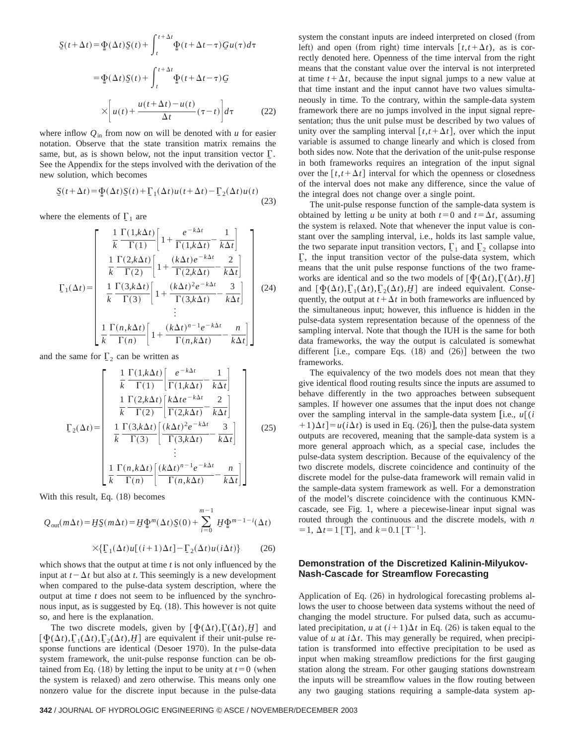$$
\underline{S}(t+\Delta t) = \underline{\underline{\Phi}}(\Delta t)\underline{S}(t) + \int_t^{t+\Delta t} \underline{\underline{\Phi}}(t+\Delta t-\tau)\underline{G}u(\tau)d\tau
$$

$$
= \underline{\underline{\Phi}}(\Delta t)\underline{S}(t) + \int_t^{t+\Delta t} \underline{\underline{\Phi}}(t+\Delta t-\tau)\underline{G} \times \left[ u(t) + \frac{u(t+\Delta t)-u(t)}{\Delta t}(\tau - t) \right] d\tau \tag{22}
$$

where inflow $Q_{\text{in}}$ from now on will be denoted with $u$ for easier notation. Observe that the state transition matrix remains the same, but, as is shown below, not the input transition vector $\underline{\Gamma}$. See the Appendix for the steps involved with the derivation of the new solution, which becomes

$$
\underline{S}(t+\Delta t) = \underline{\underline{\Phi}}(\Delta t)\underline{S}(t) + \underline{\Gamma}_1(\Delta t)u(t+\Delta t) - \underline{\Gamma}_2(\Delta t)u(t) \tag{23}
$$

where the elements of $\underline{\Gamma}_1$ are

$$
\underline{\Gamma}_1(\Delta t) = \begin{bmatrix}
\dfrac{1}{k}\dfrac{\Gamma(1,k\Delta t)}{\Gamma(1)}\left[1 + \dfrac{e^{-k\Delta t}}{\Gamma(1,k\Delta t)} - \dfrac{1}{k\Delta t}\right] \\
\dfrac{1}{k}\dfrac{\Gamma(2,k\Delta t)}{\Gamma(2)}\left[1 + \dfrac{(k\Delta t)e^{-k\Delta t}}{\Gamma(2,k\Delta t)} - \dfrac{2}{k\Delta t}\right] \\
\dfrac{1}{k}\dfrac{\Gamma(3,k\Delta t)}{\Gamma(3)}\left[1 + \dfrac{(k\Delta t)^2 e^{-k\Delta t}}{\Gamma(3,k\Delta t)} - \dfrac{3}{k\Delta t}\right] \\
\vdots \\
\dfrac{1}{k}\dfrac{\Gamma(n,k\Delta t)}{\Gamma(n)}\left[1 + \dfrac{(k\Delta t)^{n-1} e^{-k\Delta t}}{\Gamma(n,k\Delta t)} - \dfrac{n}{k\Delta t}\right]
\end{bmatrix} \tag{24}
$$

and the same for $\underline{\Gamma}_2$ can be written as

$$
\underline{\Gamma}_2(\Delta t) = \begin{bmatrix}
\dfrac{1}{k}\dfrac{\Gamma(1,k\Delta t)}{\Gamma(1)}\left[\dfrac{e^{-k\Delta t}}{\Gamma(1,k\Delta t)} - \dfrac{1}{k\Delta t}\right] \\
\dfrac{1}{k}\dfrac{\Gamma(2,k\Delta t)}{\Gamma(2)}\left[\dfrac{k\Delta t e^{-k\Delta t}}{\Gamma(2,k\Delta t)} - \dfrac{2}{k\Delta t}\right] \\
\dfrac{1}{k}\dfrac{\Gamma(3,k\Delta t)}{\Gamma(3)}\left[\dfrac{(k\Delta t)^2 e^{-k\Delta t}}{\Gamma(3,k\Delta t)} - \dfrac{3}{k\Delta t}\right] \\
\vdots \\
\dfrac{1}{k}\dfrac{\Gamma(n,k\Delta t)}{\Gamma(n)}\left[\dfrac{(k\Delta t)^{n-1} e^{-k\Delta t}}{\Gamma(n,k\Delta t)} - \dfrac{n}{k\Delta t}\right]
\end{bmatrix} \tag{25}
$$

With this result, Eq. (18) becomes

$$
Q_{\text{out}}(m\Delta t) = \underline{H}\underline{S}(m\Delta t) = \underline{H}\underline{\underline{\Phi}}^m(\Delta t)\underline{S}(0) + \sum_{i=0}^{m-1} \underline{H}\underline{\underline{\Phi}}^{m-1-i}(\Delta t) \times \{\underline{\Gamma}_1(\Delta t)u[(i+1)\Delta t] - \underline{\Gamma}_2(\Delta t)u(i\Delta t)\} \tag{26}
$$

which shows that the output at time $t$ is not only influenced by the input at $t-\Delta t$ but also at $t$. This seemingly is a new development when compared to the pulse-data system description, where the output at time $t$ does not seem to be influenced by the synchronous input, as is suggested by Eq. (18). This however is not quite so, and here is the explanation.

The two discrete models, given by $[\underline{\underline{\Phi}}(\Delta t), \underline{\Gamma}(\Delta t), \underline{H}]$ and $[\underline{\underline{\Phi}}(\Delta t), \underline{\Gamma}_1(\Delta t), \underline{\Gamma}_2(\Delta t), \underline{H}]$ are equivalent if their unit-pulse response functions are identical (Desoer 1970). In the pulse-data system framework, the unit-pulse response function can be obtained from Eq. (18) by letting the input to be unity at $t=0$ (when the system is relaxed) and zero otherwise. This means only one nonzero value for the discrete input because in the pulse-data system the constant inputs are indeed interpreted on closed (from left) and open (from right) time intervals $[t, t+\Delta t)$, as is correctly denoted here. Openness of the time interval from the right means that the constant value over the interval is not interpreted at time $t+\Delta t$, because the input signal jumps to a new value at that time instant and the input cannot have two values simultaneously in time. To the contrary, within the sample-data system framework there are no jumps involved in the input signal representation; thus the unit pulse must be described by two values of unity over the sampling interval $[t, t+\Delta t]$, over which the input variable is assumed to change linearly and which is closed from both sides now. Note that the derivation of the unit-pulse response in both frameworks requires an integration of the input signal over the $[t, t+\Delta t]$ interval for which the openness or closedness of the interval does not make any difference, since the value of the integral does not change over a single point.

The unit-pulse response function of the sample-data system is obtained by letting $u$ be unity at both $t=0$ and $t=\Delta t$, assuming the system is relaxed. Note that whenever the input value is constant over the sampling interval, i.e., holds its last sample value, the two separate input transition vectors, $\underline{\Gamma}_1$ and $\underline{\Gamma}_2$ collapse into $\underline{\Gamma}$, the input transition vector of the pulse-data system, which means that the unit pulse response functions of the two frameworks are identical and so the two models of $[\underline{\underline{\Phi}}(\Delta t), \underline{\Gamma}(\Delta t), \underline{H}]$ and $[\underline{\underline{\Phi}}(\Delta t), \underline{\Gamma}_1(\Delta t), \underline{\Gamma}_2(\Delta t), \underline{H}]$ are indeed equivalent. Consequently, the output at $t+\Delta t$ in both frameworks are influenced by the simultaneous input; however, this influence is hidden in the pulse-data system representation because of the openness of the sampling interval. Note that though the IUH is the same for both data frameworks, the way the output is calculated is somewhat different [i.e., compare Eqs. (18) and (26)] between the two frameworks.

The equivalency of the two models does not mean that they give identical flood routing results since the inputs are assumed to behave differently in the two approaches between subsequent samples. If however one assumes that the input does not change over the sampling interval in the sample-data system [i.e., $u[(i+1)\Delta t] = u(i\Delta t)$ is used in Eq. (26)], then the pulse-data system outputs are recovered, meaning that the sample-data system is a more general approach which, as a special case, includes the pulse-data system description. Because of the equivalency of the two discrete models, discrete coincidence and continuity of the discrete model for the pulse-data framework will remain valid in the sample-data system framework as well. For a demonstration of the model's discrete coincidence with the continuous KMN-cascade, see Fig. 1, where a piecewise-linear input signal was routed through the continuous and the discrete models, with $n=1$, $\Delta t = 1\,[\text{T}]$, and $k = 0.1\,[\text{T}^{-1}]$.

## Demonstration of the Discretized Kalinin-Milyukov-Nash-Cascade for Streamflow Forecasting

Application of Eq. (26) in hydrological forecasting problems allows the user to choose between data systems without the need of changing the model structure. For pulsed data, such as accumulated precipitation, $u$ at $(i+1)\Delta t$ in Eq. (26) is taken equal to the value of $u$ at $i\Delta t$. This may generally be required, when precipitation is transformed into effective precipitation to be used as input when making streamflow predictions for the first gauging station along the stream. For other gauging stations downstream the inputs will be streamflow values in the flow routing between any two gauging stations requiring a sample-data system ap-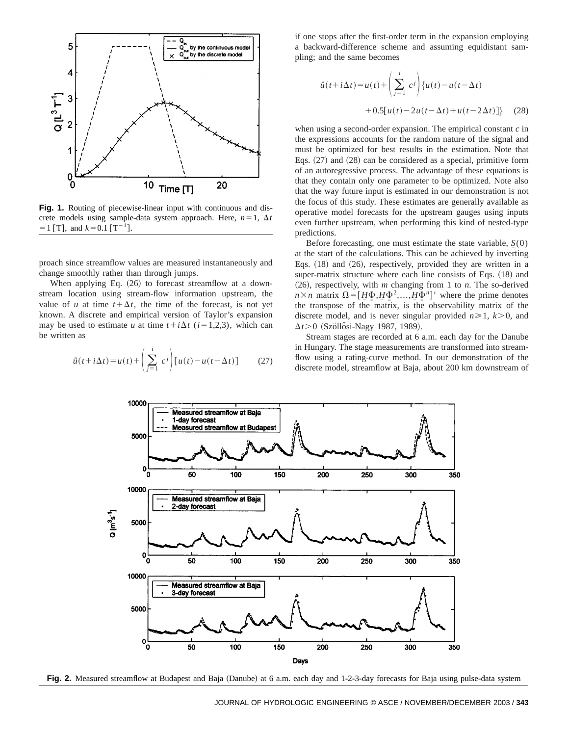**Fig. 1.** Routing of piecewise-linear input with continuous and discrete models using sample-data system approach. Here, $n=1$, $\Delta t=1\,[\mathrm{T}]$, and $k=0.1\,[\mathrm{T}^{-1}]$.

proach since streamflow values are measured instantaneously and change smoothly rather than through jumps.

When applying Eq. (26) to forecast streamflow at a downstream location using stream-flow information upstream, the value of $u$ at time $t+\Delta t$, the time of the forecast, is not yet known. A discrete and empirical version of Taylor's expansion may be used to estimate $u$ at time $t+i\Delta t$ $(i=1,2,3)$, which can be written as

$$\hat{u}(t+i\Delta t)=u(t)+\left(\sum_{j=1}^{i} c^{j}\right)[u(t)-u(t-\Delta t)] \qquad (27)$$

if one stops after the first-order term in the expansion employing a backward-difference scheme and assuming equidistant sampling; and the same becomes

$$\hat{u}(t+i\Delta t)=u(t)+\left(\sum_{j=1}^{i} c^{j}\right)\{u(t)-u(t-\Delta t)+0.5[u(t)-2u(t-\Delta t)+u(t-2\Delta t)]\} \qquad (28)$$

when using a second-order expansion. The empirical constant $c$ in the expressions accounts for the random nature of the signal and must be optimized for best results in the estimation. Note that Eqs. (27) and (28) can be considered as a special, primitive form of an autoregressive process. The advantage of these equations is that they contain only one parameter to be optimized. Note also that the way future input is estimated in our demonstration is not the focus of this study. These estimates are generally available as operative model forecasts for the upstream gauges using inputs even further upstream, when performing this kind of nested-type predictions.

Before forecasting, one must estimate the state variable, $\underline{S}(0)$ at the start of the calculations. This can be achieved by inverting Eqs. (18) and (26), respectively, provided they are written in a super-matrix structure where each line consists of Eqs. (18) and (26), respectively, with $m$ changing from 1 to $n$. The so-derived $n\times n$ matrix $\Omega=[\underline{H}\underline{\underline{\Phi}},\underline{H}\underline{\underline{\Phi}}^{2},\ldots,\underline{H}\underline{\underline{\Phi}}^{n}]'$ where the prime denotes the transpose of the matrix, is the observability matrix of the discrete model, and is never singular provided $n\geq 1$, $k>0$, and $\Delta t>0$ (Szöllősi-Nagy 1987, 1989).

Stream stages are recorded at 6 a.m. each day for the Danube in Hungary. The stage measurements are transformed into streamflow using a rating-curve method. In our demonstration of the discrete model, streamflow at Baja, about 200 km downstream of

**Fig. 2.** Measured streamflow at Budapest and Baja (Danube) at 6 a.m. each day and 1-2-3-day forecasts for Baja using pulse-data system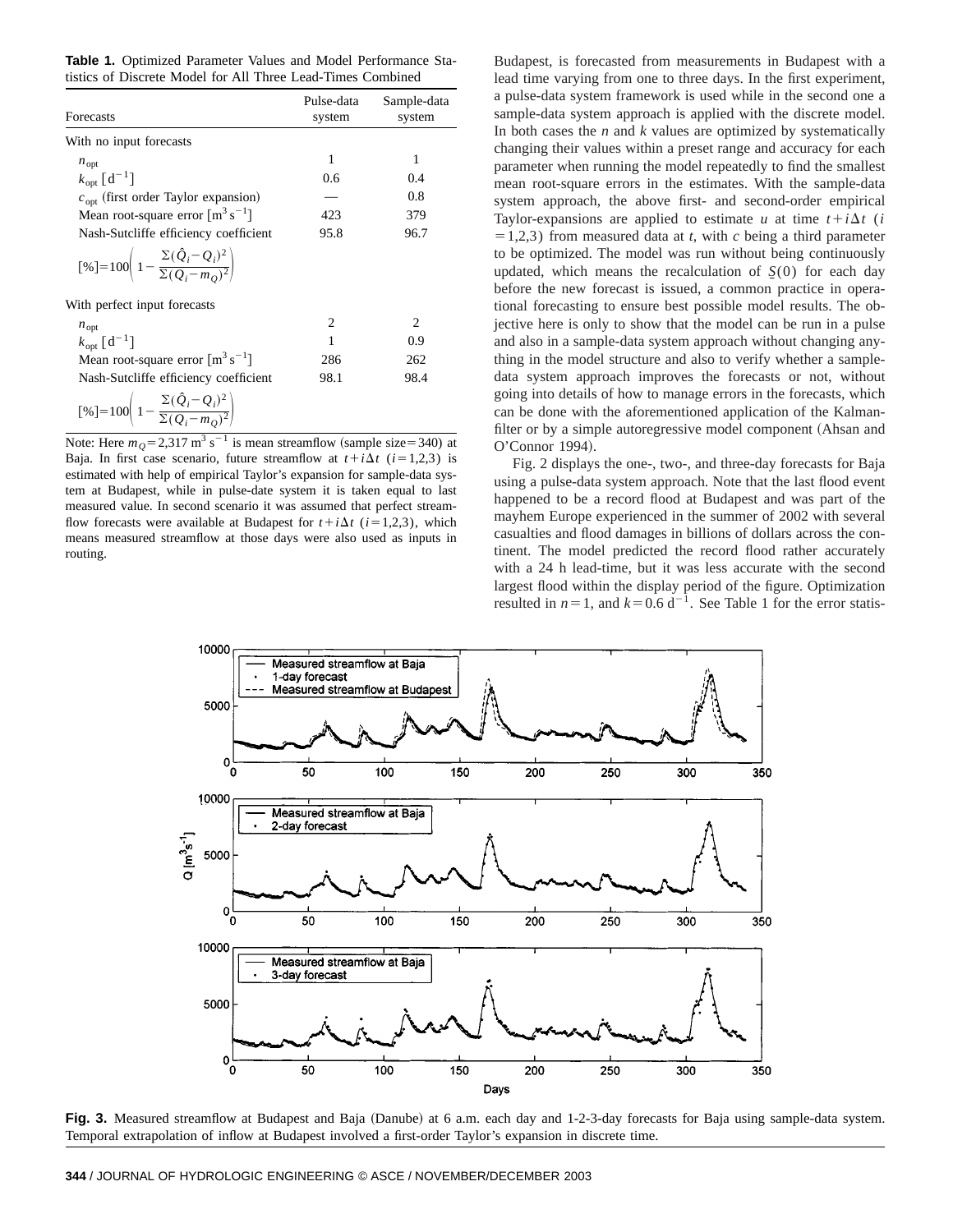**Table 1.** Optimized Parameter Values and Model Performance Statistics of Discrete Model for All Three Lead-Times Combined

| Forecasts | Pulse-data system | Sample-data system |
|---|---|---|
| With no input forecasts | | |
| $n_{\mathrm{opt}}$ | 1 | 1 |
| $k_{\mathrm{opt}}\ [\mathrm{d}^{-1}]$ | 0.6 | 0.4 |
| $c_{\mathrm{opt}}$ (first order Taylor expansion) | — | 0.8 |
| Mean root-square error $[\mathrm{m}^3\,\mathrm{s}^{-1}]$ | 423 | 379 |
| Nash-Sutcliffe efficiency coefficient $[\%]=100\left(1-\frac{\Sigma(\hat{Q}_i-Q_i)^2}{\Sigma(Q_i-m_Q)^2}\right)$ | 95.8 | 96.7 |
| With perfect input forecasts | | |
| $n_{\mathrm{opt}}$ | 2 | 2 |
| $k_{\mathrm{opt}}\ [\mathrm{d}^{-1}]$ | 1 | 0.9 |
| Mean root-square error $[\mathrm{m}^3\,\mathrm{s}^{-1}]$ | 286 | 262 |
| Nash-Sutcliffe efficiency coefficient $[\%]=100\left(1-\frac{\Sigma(\hat{Q}_i-Q_i)^2}{\Sigma(Q_i-m_Q)^2}\right)$ | 98.1 | 98.4 |

Note: Here $m_Q = 2{,}317\ \mathrm{m}^3\,\mathrm{s}^{-1}$ is mean streamflow (sample size=340) at Baja. In first case scenario, future streamflow at $t+i\Delta t$ $(i=1,2,3)$ is estimated with help of empirical Taylor's expansion for sample-data system at Budapest, while in pulse-date system it is taken equal to last measured value. In second scenario it was assumed that perfect streamflow forecasts were available at Budapest for $t+i\Delta t$ $(i=1,2,3)$, which means measured streamflow at those days were also used as inputs in routing.

Budapest, is forecasted from measurements in Budapest with a lead time varying from one to three days. In the first experiment, a pulse-data system framework is used while in the second one a sample-data system approach is applied with the discrete model. In both cases the $n$ and $k$ values are optimized by systematically changing their values within a preset range and accuracy for each parameter when running the model repeatedly to find the smallest mean root-square errors in the estimates. With the sample-data system approach, the above first- and second-order empirical Taylor-expansions are applied to estimate $u$ at time $t+i\Delta t$ $(i=1,2,3)$ from measured data at $t$, with $c$ being a third parameter to be optimized. The model was run without being continuously updated, which means the recalculation of $\underline{S}(0)$ for each day before the new forecast is issued, a common practice in operational forecasting to ensure best possible model results. The objective here is only to show that the model can be run in a pulse and also in a sample-data system approach without changing anything in the model structure and also to verify whether a sample-data system approach improves the forecasts or not, without going into details of how to manage errors in the forecasts, which can be done with the aforementioned application of the Kalman-filter or by a simple autoregressive model component (Ahsan and O'Connor 1994).

Fig. 2 displays the one-, two-, and three-day forecasts for Baja using a pulse-data system approach. Note that the last flood event happened to be a record flood at Budapest and was part of the mayhem Europe experienced in the summer of 2002 with several casualties and flood damages in billions of dollars across the continent. The model predicted the record flood rather accurately with a 24 h lead-time, but it was less accurate with the second largest flood within the display period of the figure. Optimization resulted in $n=1$, and $k=0.6\ \mathrm{d}^{-1}$. See Table 1 for the error statis-

**Fig. 3.** Measured streamflow at Budapest and Baja (Danube) at 6 a.m. each day and 1-2-3-day forecasts for Baja using sample-data system. Temporal extrapolation of inflow at Budapest involved a first-order Taylor's expansion in discrete time.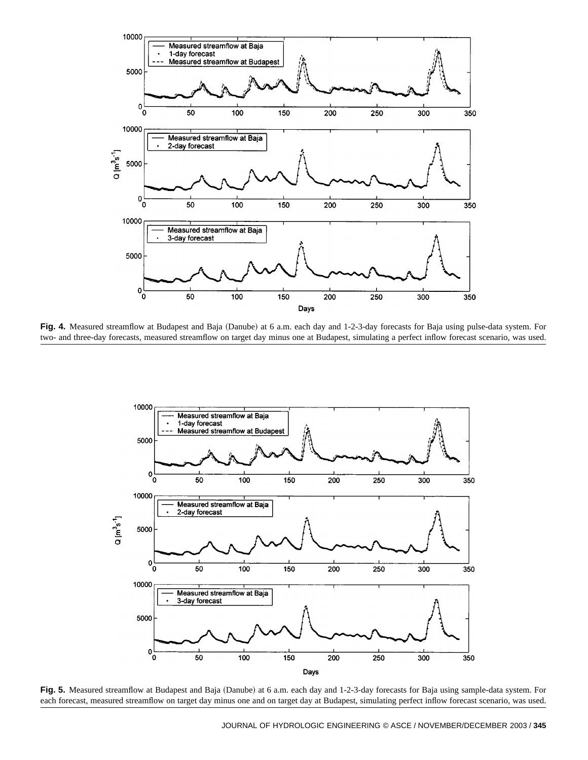**Fig. 4.** Measured streamflow at Budapest and Baja (Danube) at 6 a.m. each day and 1-2-3-day forecasts for Baja using pulse-data system. For two- and three-day forecasts, measured streamflow on target day minus one at Budapest, simulating a perfect inflow forecast scenario, was used.

**Fig. 5.** Measured streamflow at Budapest and Baja (Danube) at 6 a.m. each day and 1-2-3-day forecasts for Baja using sample-data system. For each forecast, measured streamflow on target day minus one and on target day at Budapest, simulating perfect inflow forecast scenario, was used.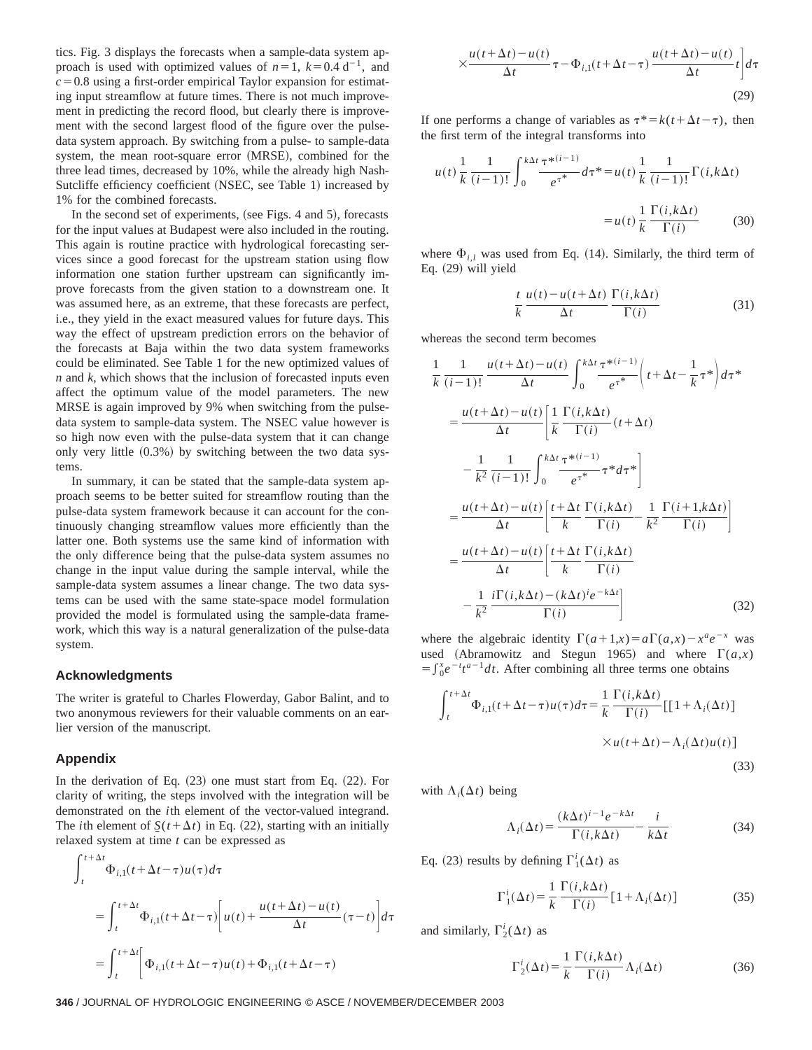tics. Fig. 3 displays the forecasts when a sample-data system approach is used with optimized values of $n=1$, $k=0.4\ \mathrm{d}^{-1}$, and $c=0.8$ using a first-order empirical Taylor expansion for estimating input streamflow at future times. There is not much improvement in predicting the record flood, but clearly there is improvement with the second largest flood of the figure over the pulse-data system approach. By switching from a pulse- to sample-data system, the mean root-square error (MRSE), combined for the three lead times, decreased by 10%, while the already high Nash-Sutcliffe efficiency coefficient (NSEC, see Table 1) increased by 1% for the combined forecasts.

In the second set of experiments, (see Figs. 4 and 5), forecasts for the input values at Budapest were also included in the routing. This again is routine practice with hydrological forecasting services since a good forecast for the upstream station using flow information one station further upstream can significantly improve forecasts from the given station to a downstream one. It was assumed here, as an extreme, that these forecasts are perfect, i.e., they yield in the exact measured values for future days. This way the effect of upstream prediction errors on the behavior of the forecasts at Baja within the two data system frameworks could be eliminated. See Table 1 for the new optimized values of $n$ and $k$, which shows that the inclusion of forecasted inputs even affect the optimum value of the model parameters. The new MRSE is again improved by 9% when switching from the pulse-data system to sample-data system. The NSEC value however is so high now even with the pulse-data system that it can change only very little (0.3%) by switching between the two data systems.

In summary, it can be stated that the sample-data system approach seems to be better suited for streamflow routing than the pulse-data system framework because it can account for the continuously changing streamflow values more efficiently than the latter one. Both systems use the same kind of information with the only difference being that the pulse-data system assumes no change in the input value during the sample interval, while the sample-data system assumes a linear change. The two data systems can be used with the same state-space model formulation provided the model is formulated using the sample-data framework, which this way is a natural generalization of the pulse-data system.

## Acknowledgments

The writer is grateful to Charles Flowerday, Gabor Balint, and to two anonymous reviewers for their valuable comments on an earlier version of the manuscript.

## Appendix

In the derivation of Eq. (23) one must start from Eq. (22). For clarity of writing, the steps involved with the integration will be demonstrated on the $i$th element of the vector-valued integrand. The $i$th element of $\underline{S}(t+\Delta t)$ in Eq. (22), starting with an initially relaxed system at time $t$ can be expressed as

$$\int_t^{t+\Delta t}\Phi_{i,1}(t+\Delta t-\tau)u(\tau)d\tau$$

$$=\int_t^{t+\Delta t}\Phi_{i,1}(t+\Delta t-\tau)\left[u(t)+\frac{u(t+\Delta t)-u(t)}{\Delta t}(\tau-t)\right]d\tau$$

$$=\int_t^{t+\Delta t}\left[\Phi_{i,1}(t+\Delta t-\tau)u(t)+\Phi_{i,1}(t+\Delta t-\tau)\times\frac{u(t+\Delta t)-u(t)}{\Delta t}\tau-\Phi_{i,1}(t+\Delta t-\tau)\frac{u(t+\Delta t)-u(t)}{\Delta t}t\right]d\tau \tag{29}$$

If one performs a change of variables as $\tau^*=k(t+\Delta t-\tau)$, then the first term of the integral transforms into

$$u(t)\frac{1}{k}\frac{1}{(i-1)!}\int_0^{k\Delta t}\frac{\tau^{*(i-1)}}{e^{\tau^*}}d\tau^*=u(t)\frac{1}{k}\frac{1}{(i-1)!}\Gamma(i,k\Delta t)=u(t)\frac{1}{k}\frac{\Gamma(i,k\Delta t)}{\Gamma(i)} \tag{30}$$

where $\Phi_{i,l}$ was used from Eq. (14). Similarly, the third term of Eq. (29) will yield

$$\frac{t}{k}\frac{u(t)-u(t+\Delta t)}{\Delta t}\frac{\Gamma(i,k\Delta t)}{\Gamma(i)} \tag{31}$$

whereas the second term becomes

$$\begin{aligned}
&\frac{1}{k}\frac{1}{(i-1)!}\frac{u(t+\Delta t)-u(t)}{\Delta t}\int_0^{k\Delta t}\frac{\tau^{*(i-1)}}{e^{\tau^*}}\left(t+\Delta t-\frac{1}{k}\tau^*\right)d\tau^*\\
&=\frac{u(t+\Delta t)-u(t)}{\Delta t}\left[\frac{1}{k}\frac{\Gamma(i,k\Delta t)}{\Gamma(i)}(t+\Delta t)-\frac{1}{k^2}\frac{1}{(i-1)!}\int_0^{k\Delta t}\frac{\tau^{*(i-1)}}{e^{\tau^*}}\tau^*d\tau^*\right]\\
&=\frac{u(t+\Delta t)-u(t)}{\Delta t}\left[\frac{t+\Delta t}{k}\frac{\Gamma(i,k\Delta t)}{\Gamma(i)}-\frac{1}{k^2}\frac{\Gamma(i+1,k\Delta t)}{\Gamma(i)}\right]\\
&=\frac{u(t+\Delta t)-u(t)}{\Delta t}\left[\frac{t+\Delta t}{k}\frac{\Gamma(i,k\Delta t)}{\Gamma(i)}-\frac{1}{k^2}\frac{i\Gamma(i,k\Delta t)-(k\Delta t)^i e^{-k\Delta t}}{\Gamma(i)}\right]
\end{aligned} \tag{32}$$

where the algebraic identity $\Gamma(a+1,x)=a\Gamma(a,x)-x^a e^{-x}$ was used (Abramowitz and Stegun 1965) and where $\Gamma(a,x)=\int_0^x e^{-t}t^{a-1}dt$. After combining all three terms one obtains

$$\int_t^{t+\Delta t}\Phi_{i,1}(t+\Delta t-\tau)u(\tau)d\tau=\frac{1}{k}\frac{\Gamma(i,k\Delta t)}{\Gamma(i)}\{[1+\Lambda_i(\Delta t)]\times u(t+\Delta t)-\Lambda_i(\Delta t)u(t)\} \tag{33}$$

with $\Lambda_i(\Delta t)$ being

$$\Lambda_i(\Delta t)=\frac{(k\Delta t)^{i-1}e^{-k\Delta t}}{\Gamma(i,k\Delta t)}-\frac{i}{k\Delta t} \tag{34}$$

Eq. (23) results by defining $\Gamma_1^i(\Delta t)$ as

$$\Gamma_1^i(\Delta t)=\frac{1}{k}\frac{\Gamma(i,k\Delta t)}{\Gamma(i)}[1+\Lambda_i(\Delta t)] \tag{35}$$

and similarly, $\Gamma_2^i(\Delta t)$ as

$$\Gamma_2^i(\Delta t)=\frac{1}{k}\frac{\Gamma(i,k\Delta t)}{\Gamma(i)}\Lambda_i(\Delta t) \tag{36}$$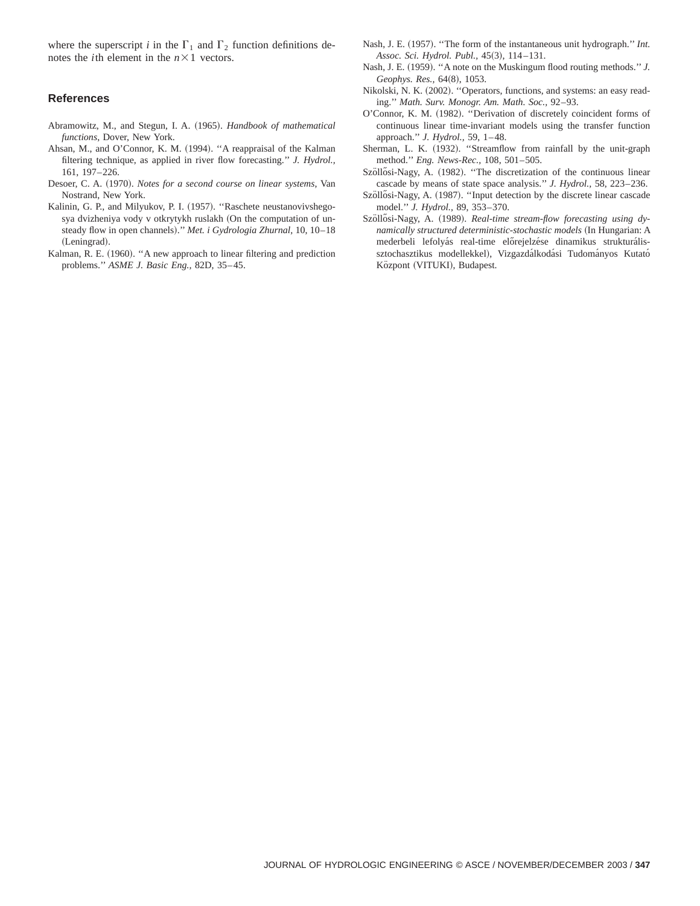where the superscript $i$ in the $\Gamma_1$ and $\Gamma_2$ function definitions denotes the $i$th element in the $n \times 1$ vectors.

## References

Abramowitz, M., and Stegun, I. A. (1965). *Handbook of mathematical functions*, Dover, New York.

Ahsan, M., and O'Connor, K. M. (1994). "A reappraisal of the Kalman filtering technique, as applied in river flow forecasting." *J. Hydrol.*, 161, 197–226.

Desoer, C. A. (1970). *Notes for a second course on linear systems*, Van Nostrand, New York.

Kalinin, G. P., and Milyukov, P. I. (1957). "Raschete neustanovivshegosya dvizheniya vody v otkrytykh ruslakh (On the computation of unsteady flow in open channels)." *Met. i Gydrologia Zhurnal*, 10, 10–18 (Leningrad).

Kalman, R. E. (1960). "A new approach to linear filtering and prediction problems." *ASME J. Basic Eng.*, 82D, 35–45.

Nash, J. E. (1957). "The form of the instantaneous unit hydrograph." *Int. Assoc. Sci. Hydrol. Publ.*, 45(3), 114–131.

Nash, J. E. (1959). "A note on the Muskingum flood routing methods." *J. Geophys. Res.*, 64(8), 1053.

Nikolski, N. K. (2002). "Operators, functions, and systems: an easy reading." *Math. Surv. Monogr. Am. Math. Soc.*, 92–93.

O'Connor, K. M. (1982). "Derivation of discretely coincident forms of continuous linear time-invariant models using the transfer function approach." *J. Hydrol.*, 59, 1–48.

Sherman, L. K. (1932). "Streamflow from rainfall by the unit-graph method." *Eng. News-Rec.*, 108, 501–505.

Szöllősi-Nagy, A. (1982). "The discretization of the continuous linear cascade by means of state space analysis." *J. Hydrol.*, 58, 223–236.

Szöllősi-Nagy, A. (1987). "Input detection by the discrete linear cascade model." *J. Hydrol.*, 89, 353–370.

Szöllősi-Nagy, A. (1989). *Real-time stream-flow forecasting using dynamically structured deterministic-stochastic models* (In Hungarian: A mederbeli lefolyás real-time előrejelzése dinamikus strukturális-sztochasztikus modellekkel), Vizgazdálkodási Tudományos Kutató Központ (VITUKI), Budapest.